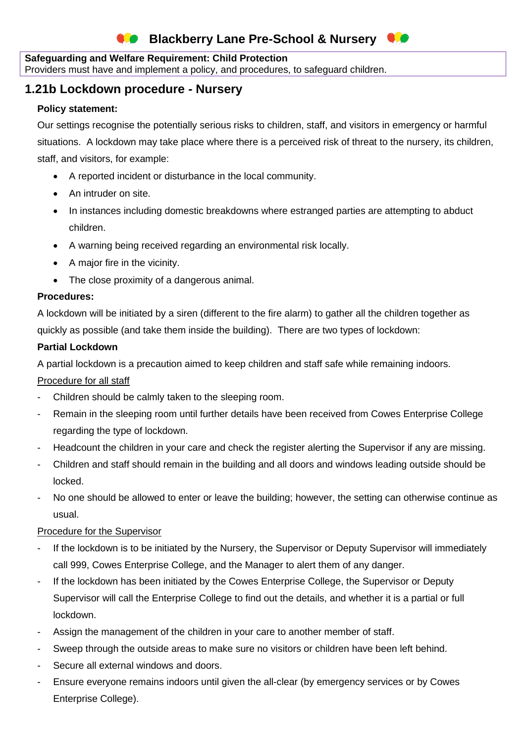# Blackberry Lane Pre-School & Nursery

**Safeguarding and Welfare Requirement: Child Protection**
Providers must have and implement a policy, and procedures, to safeguard children.

## 1.21b Lockdown procedure - Nursery

**Policy statement:**

Our settings recognise the potentially serious risks to children, staff, and visitors in emergency or harmful situations. A lockdown may take place where there is a perceived risk of threat to the nursery, its children, staff, and visitors, for example:

- A reported incident or disturbance in the local community.
- An intruder on site.
- In instances including domestic breakdowns where estranged parties are attempting to abduct children.
- A warning being received regarding an environmental risk locally.
- A major fire in the vicinity.
- The close proximity of a dangerous animal.

**Procedures:**

A lockdown will be initiated by a siren (different to the fire alarm) to gather all the children together as quickly as possible (and take them inside the building). There are two types of lockdown:

**Partial Lockdown**

A partial lockdown is a precaution aimed to keep children and staff safe while remaining indoors.

<u>Procedure for all staff</u>

- Children should be calmly taken to the sleeping room.
- Remain in the sleeping room until further details have been received from Cowes Enterprise College regarding the type of lockdown.
- Headcount the children in your care and check the register alerting the Supervisor if any are missing.
- Children and staff should remain in the building and all doors and windows leading outside should be locked.
- No one should be allowed to enter or leave the building; however, the setting can otherwise continue as usual.

<u>Procedure for the Supervisor</u>

- If the lockdown is to be initiated by the Nursery, the Supervisor or Deputy Supervisor will immediately call 999, Cowes Enterprise College, and the Manager to alert them of any danger.
- If the lockdown has been initiated by the Cowes Enterprise College, the Supervisor or Deputy Supervisor will call the Enterprise College to find out the details, and whether it is a partial or full lockdown.
- Assign the management of the children in your care to another member of staff.
- Sweep through the outside areas to make sure no visitors or children have been left behind.
- Secure all external windows and doors.
- Ensure everyone remains indoors until given the all-clear (by emergency services or by Cowes Enterprise College).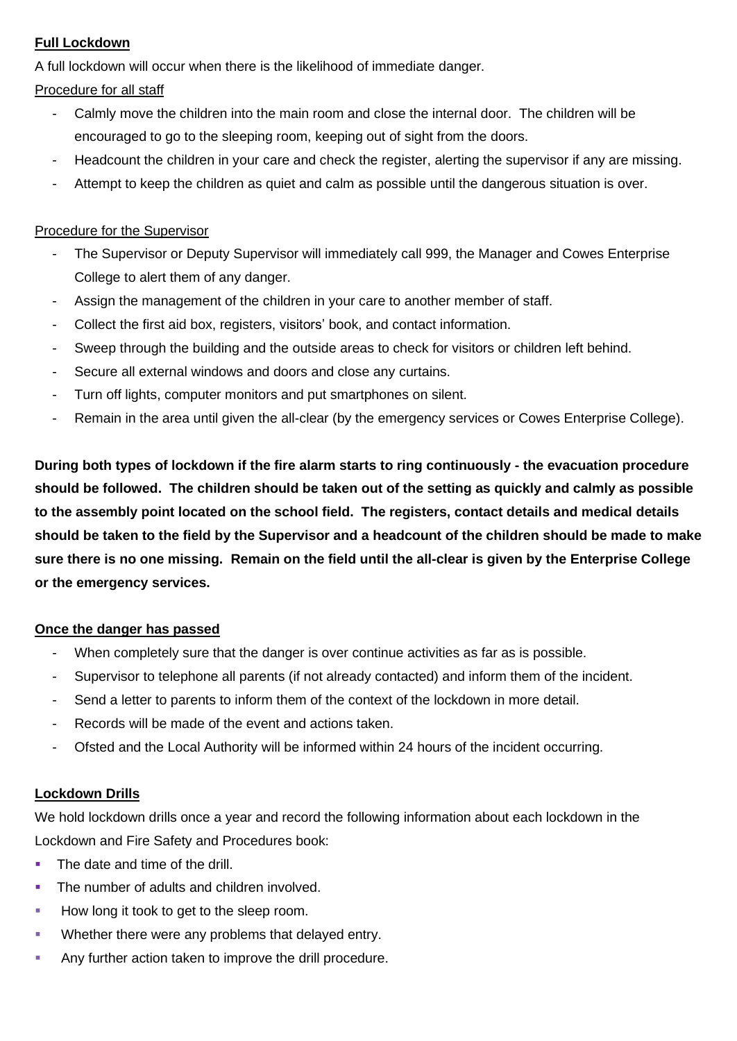**Full Lockdown**

A full lockdown will occur when there is the likelihood of immediate danger.

Procedure for all staff

- Calmly move the children into the main room and close the internal door. The children will be encouraged to go to the sleeping room, keeping out of sight from the doors.
- Headcount the children in your care and check the register, alerting the supervisor if any are missing.
- Attempt to keep the children as quiet and calm as possible until the dangerous situation is over.

Procedure for the Supervisor

- The Supervisor or Deputy Supervisor will immediately call 999, the Manager and Cowes Enterprise College to alert them of any danger.
- Assign the management of the children in your care to another member of staff.
- Collect the first aid box, registers, visitors' book, and contact information.
- Sweep through the building and the outside areas to check for visitors or children left behind.
- Secure all external windows and doors and close any curtains.
- Turn off lights, computer monitors and put smartphones on silent.
- Remain in the area until given the all-clear (by the emergency services or Cowes Enterprise College).

**During both types of lockdown if the fire alarm starts to ring continuously - the evacuation procedure should be followed. The children should be taken out of the setting as quickly and calmly as possible to the assembly point located on the school field. The registers, contact details and medical details should be taken to the field by the Supervisor and a headcount of the children should be made to make sure there is no one missing. Remain on the field until the all-clear is given by the Enterprise College or the emergency services.**

**Once the danger has passed**

- When completely sure that the danger is over continue activities as far as is possible.
- Supervisor to telephone all parents (if not already contacted) and inform them of the incident.
- Send a letter to parents to inform them of the context of the lockdown in more detail.
- Records will be made of the event and actions taken.
- Ofsted and the Local Authority will be informed within 24 hours of the incident occurring.

**Lockdown Drills**

We hold lockdown drills once a year and record the following information about each lockdown in the Lockdown and Fire Safety and Procedures book:

- The date and time of the drill.
- The number of adults and children involved.
- How long it took to get to the sleep room.
- Whether there were any problems that delayed entry.
- Any further action taken to improve the drill procedure.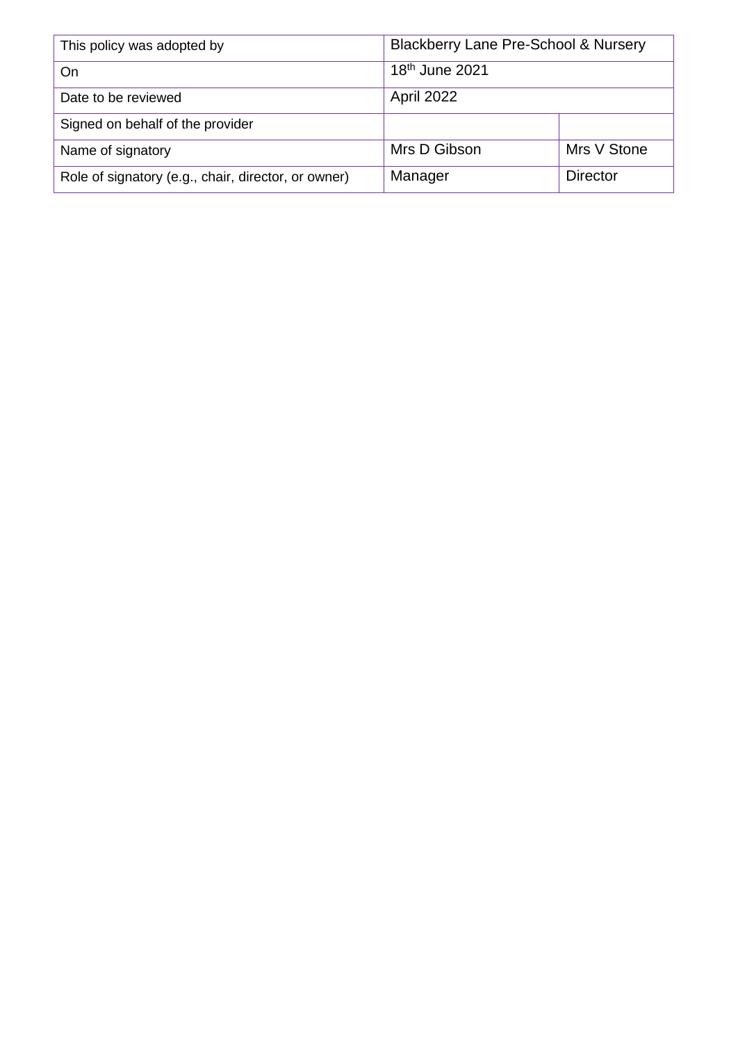| | | |
|---|---|---|
| This policy was adopted by | Blackberry Lane Pre-School & Nursery | |
| On | 18th June 2021 | |
| Date to be reviewed | April 2022 | |
| Signed on behalf of the provider | | |
| Name of signatory | Mrs D Gibson | Mrs V Stone |
| Role of signatory (e.g., chair, director, or owner) | Manager | Director |